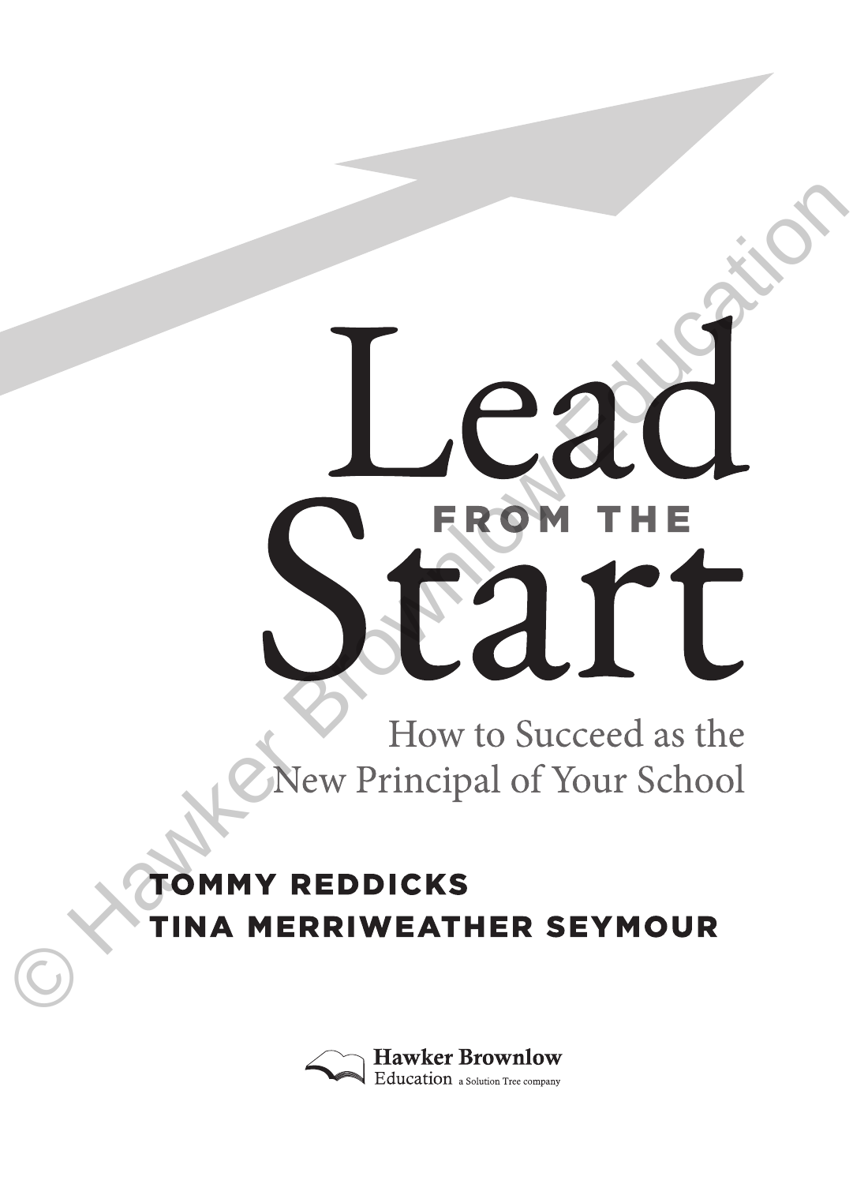# Lead FROM THE Start

## How to Succeed as the New Principal of Your School

**TOMMY REDDICKS**
**TINA MERRIWEATHER SEYMOUR**

Hawker Brownlow Education a Solution Tree company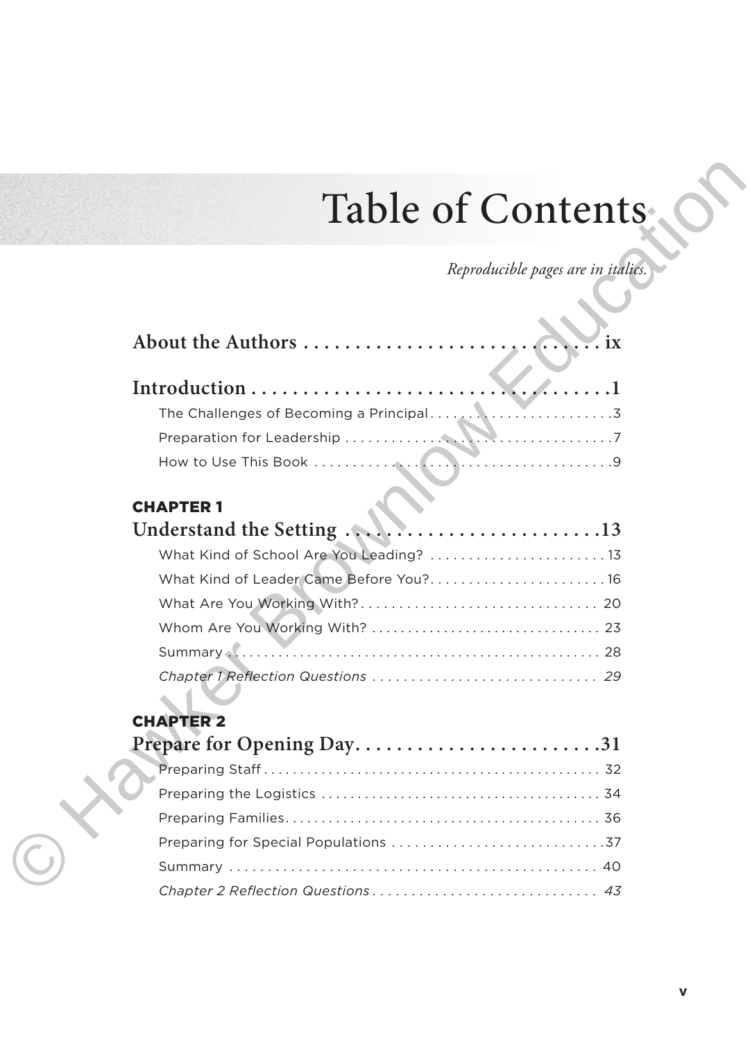# Table of Contents

*Reproducible pages are in italics.*

**About the Authors** . . . . . . . . . . . . . . . . . . . . . . . . . . . . . ix

**Introduction** . . . . . . . . . . . . . . . . . . . . . . . . . . . . . . . . . . . 1

The Challenges of Becoming a Principal . . . . . . . . . . . . . . . . . . . . . . . . 3

Preparation for Leadership . . . . . . . . . . . . . . . . . . . . . . . . . . . . . . . . . . 7

How to Use This Book . . . . . . . . . . . . . . . . . . . . . . . . . . . . . . . . . . . . . . 9

## CHAPTER 1

## Understand the Setting . . . . . . . . . . . . . . . . . . . . . . . . . 13

What Kind of School Are You Leading? . . . . . . . . . . . . . . . . . . . . . . . 13

What Kind of Leader Came Before You? . . . . . . . . . . . . . . . . . . . . . . . 16

What Are You Working With? . . . . . . . . . . . . . . . . . . . . . . . . . . . . . . 20

Whom Are You Working With? . . . . . . . . . . . . . . . . . . . . . . . . . . . . . . 23

Summary . . . . . . . . . . . . . . . . . . . . . . . . . . . . . . . . . . . . . . . . . . . . . . . . 28

*Chapter 1 Reflection Questions* . . . . . . . . . . . . . . . . . . . . . . . . . . . . *29*

## CHAPTER 2

## Prepare for Opening Day . . . . . . . . . . . . . . . . . . . . . . . . 31

Preparing Staff . . . . . . . . . . . . . . . . . . . . . . . . . . . . . . . . . . . . . . . . . . . . 32

Preparing the Logistics . . . . . . . . . . . . . . . . . . . . . . . . . . . . . . . . . . . . . 34

Preparing Families . . . . . . . . . . . . . . . . . . . . . . . . . . . . . . . . . . . . . . . . . 36

Preparing for Special Populations . . . . . . . . . . . . . . . . . . . . . . . . . . . 37

Summary . . . . . . . . . . . . . . . . . . . . . . . . . . . . . . . . . . . . . . . . . . . . . . . . 40

*Chapter 2 Reflection Questions* . . . . . . . . . . . . . . . . . . . . . . . . . . . . *43*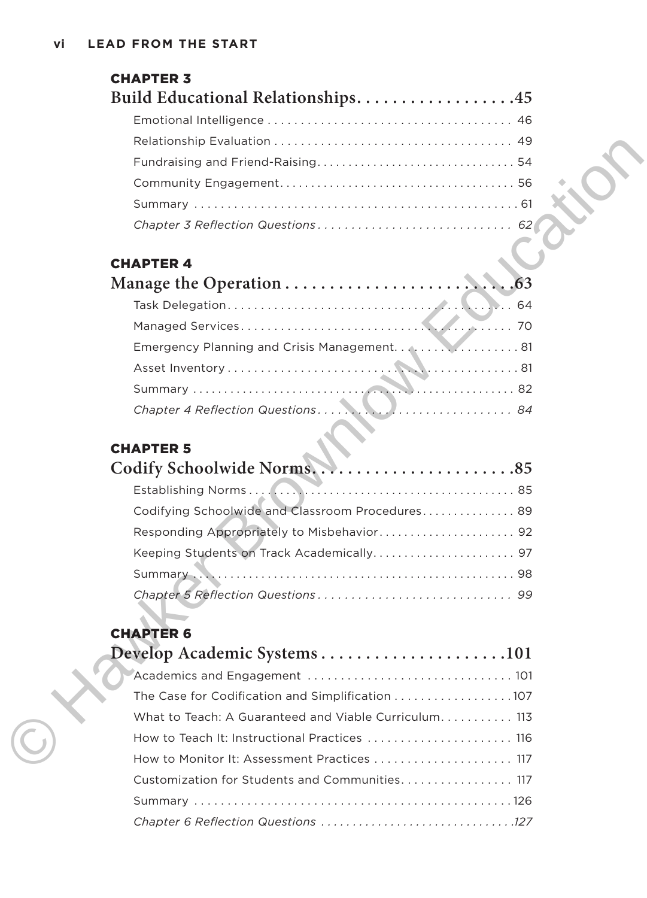## CHAPTER 3

### Build Educational Relationships . . . . . . . . . . . . . . . . . . 45

- Emotional Intelligence . . . . . . . . . . . . . . . . . . . . . . . . . . . . . . . . . . . . . 46
- Relationship Evaluation . . . . . . . . . . . . . . . . . . . . . . . . . . . . . . . . . . . . 49
- Fundraising and Friend-Raising . . . . . . . . . . . . . . . . . . . . . . . . . . . . . . . 54
- Community Engagement . . . . . . . . . . . . . . . . . . . . . . . . . . . . . . . . . . . . 56
- Summary . . . . . . . . . . . . . . . . . . . . . . . . . . . . . . . . . . . . . . . . . . . . . . . . 61
- *Chapter 3 Reflection Questions . . . . . . . . . . . . . . . . . . . . . . . . . . . . . 62*

## CHAPTER 4

### Manage the Operation . . . . . . . . . . . . . . . . . . . . . . . . . . . 63

- Task Delegation . . . . . . . . . . . . . . . . . . . . . . . . . . . . . . . . . . . . . . . . . . . 64
- Managed Services . . . . . . . . . . . . . . . . . . . . . . . . . . . . . . . . . . . . . . . . . 70
- Emergency Planning and Crisis Management . . . . . . . . . . . . . . . . . . . 81
- Asset Inventory . . . . . . . . . . . . . . . . . . . . . . . . . . . . . . . . . . . . . . . . . . . 81
- Summary . . . . . . . . . . . . . . . . . . . . . . . . . . . . . . . . . . . . . . . . . . . . . . . . 82
- *Chapter 4 Reflection Questions . . . . . . . . . . . . . . . . . . . . . . . . . . . . . 84*

## CHAPTER 5

### Codify Schoolwide Norms . . . . . . . . . . . . . . . . . . . . . . . . 85

- Establishing Norms . . . . . . . . . . . . . . . . . . . . . . . . . . . . . . . . . . . . . . . . 85
- Codifying Schoolwide and Classroom Procedures . . . . . . . . . . . . . . . 89
- Responding Appropriately to Misbehavior . . . . . . . . . . . . . . . . . . . . . 92
- Keeping Students on Track Academically . . . . . . . . . . . . . . . . . . . . . . 97
- Summary . . . . . . . . . . . . . . . . . . . . . . . . . . . . . . . . . . . . . . . . . . . . . . . . 98
- *Chapter 5 Reflection Questions . . . . . . . . . . . . . . . . . . . . . . . . . . . . . 99*

## CHAPTER 6

### Develop Academic Systems . . . . . . . . . . . . . . . . . . . . . 101

- Academics and Engagement . . . . . . . . . . . . . . . . . . . . . . . . . . . . . . . 101
- The Case for Codification and Simplification . . . . . . . . . . . . . . . . . . 107
- What to Teach: A Guaranteed and Viable Curriculum . . . . . . . . . . . 113
- How to Teach It: Instructional Practices . . . . . . . . . . . . . . . . . . . . . . 116
- How to Monitor It: Assessment Practices . . . . . . . . . . . . . . . . . . . . . 117
- Customization for Students and Communities . . . . . . . . . . . . . . . . . 117
- Summary . . . . . . . . . . . . . . . . . . . . . . . . . . . . . . . . . . . . . . . . . . . . . . . 126
- *Chapter 6 Reflection Questions . . . . . . . . . . . . . . . . . . . . . . . . . . . . 127*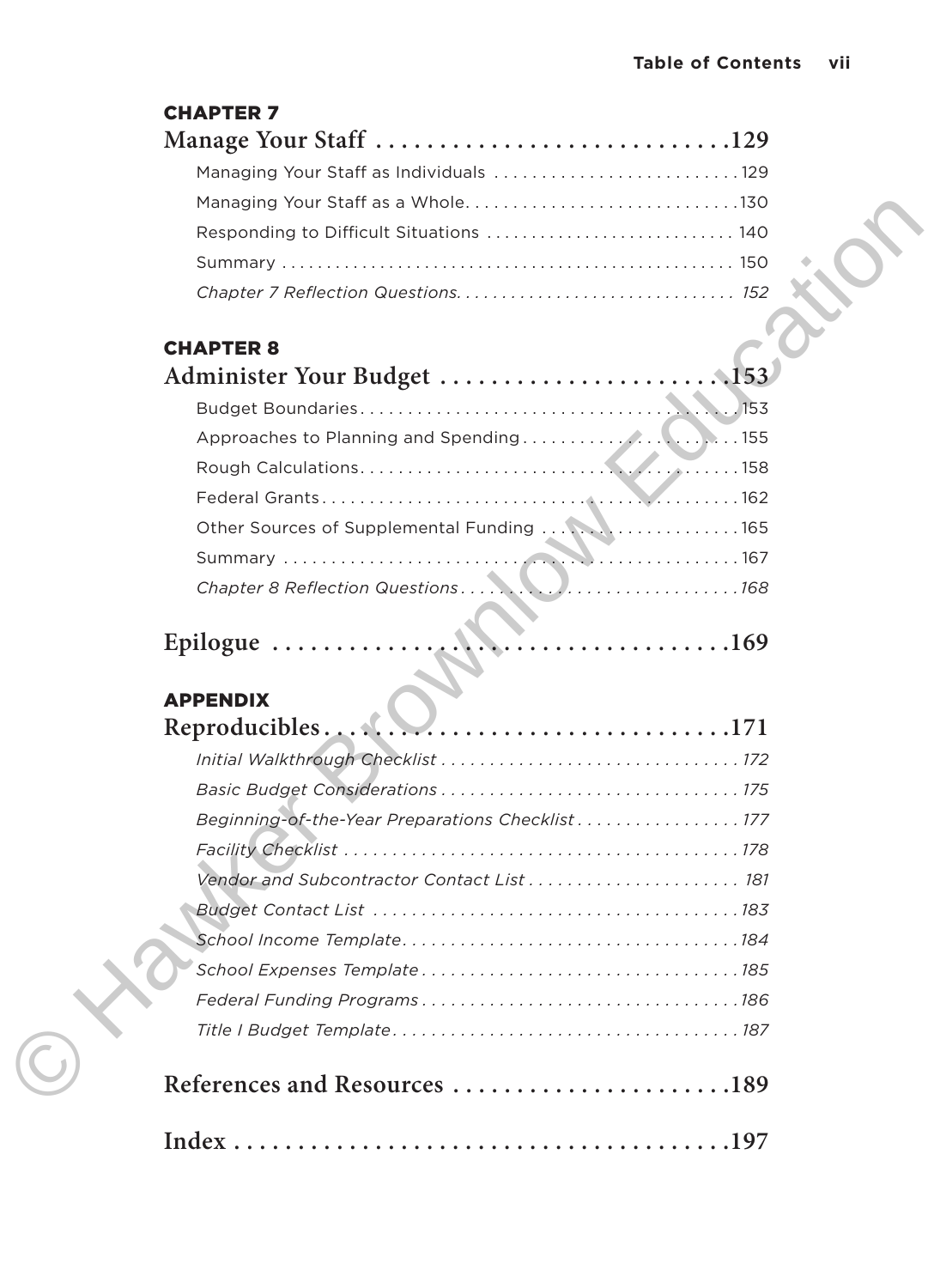**CHAPTER 7**

**Manage Your Staff ............................129**

Managing Your Staff as Individuals ..........................129

Managing Your Staff as a Whole.............................130

Responding to Difficult Situations ........................... 140

Summary .................................................... 150

*Chapter 7 Reflection Questions............................... 152*

**CHAPTER 8**

**Administer Your Budget ......................153**

Budget Boundaries...........................................153

Approaches to Planning and Spending.........................155

Rough Calculations...........................................158

Federal Grants...............................................162

Other Sources of Supplemental Funding ......................165

Summary ....................................................167

*Chapter 8 Reflection Questions...............................168*

**Epilogue .....................................169**

**APPENDIX**

**Reproducibles...............................171**

*Initial Walkthrough Checklist ................................172*

*Basic Budget Considerations .................................175*

*Beginning-of-the-Year Preparations Checklist..................177*

*Facility Checklist ...........................................178*

*Vendor and Subcontractor Contact List ....................... 181*

*Budget Contact List .........................................183*

*School Income Template......................................184*

*School Expenses Template....................................185*

*Federal Funding Programs....................................186*

*Title I Budget Template......................................187*

**References and Resources .....................189**

**Index ........................................197**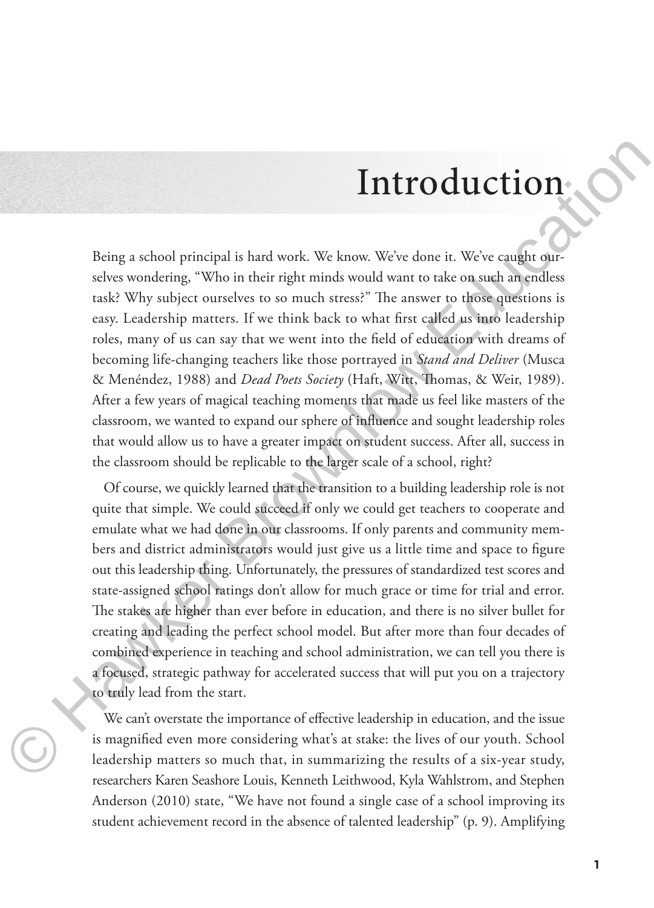# Introduction

Being a school principal is hard work. We know. We've done it. We've caught ourselves wondering, "Who in their right minds would want to take on such an endless task? Why subject ourselves to so much stress?" The answer to those questions is easy. Leadership matters. If we think back to what first called us into leadership roles, many of us can say that we went into the field of education with dreams of becoming life-changing teachers like those portrayed in *Stand and Deliver* (Musca & Menéndez, 1988) and *Dead Poets Society* (Haft, Witt, Thomas, & Weir, 1989). After a few years of magical teaching moments that made us feel like masters of the classroom, we wanted to expand our sphere of influence and sought leadership roles that would allow us to have a greater impact on student success. After all, success in the classroom should be replicable to the larger scale of a school, right?

Of course, we quickly learned that the transition to a building leadership role is not quite that simple. We could succeed if only we could get teachers to cooperate and emulate what we had done in our classrooms. If only parents and community members and district administrators would just give us a little time and space to figure out this leadership thing. Unfortunately, the pressures of standardized test scores and state-assigned school ratings don't allow for much grace or time for trial and error. The stakes are higher than ever before in education, and there is no silver bullet for creating and leading the perfect school model. But after more than four decades of combined experience in teaching and school administration, we can tell you there is a focused, strategic pathway for accelerated success that will put you on a trajectory to truly lead from the start.

We can't overstate the importance of effective leadership in education, and the issue is magnified even more considering what's at stake: the lives of our youth. School leadership matters so much that, in summarizing the results of a six-year study, researchers Karen Seashore Louis, Kenneth Leithwood, Kyla Wahlstrom, and Stephen Anderson (2010) state, "We have not found a single case of a school improving its student achievement record in the absence of talented leadership" (p. 9). Amplifying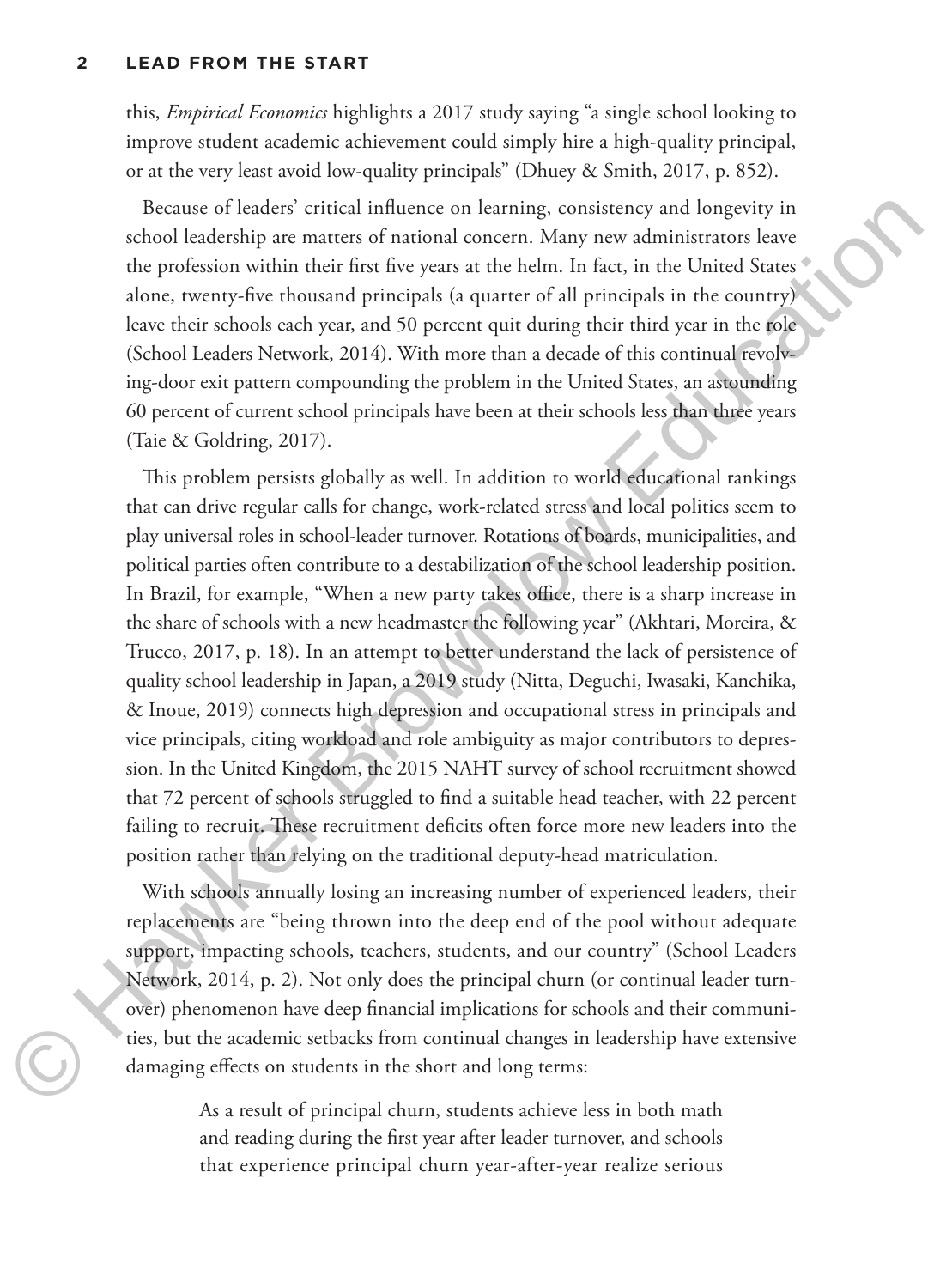this, *Empirical Economics* highlights a 2017 study saying "a single school looking to improve student academic achievement could simply hire a high-quality principal, or at the very least avoid low-quality principals" (Dhuey & Smith, 2017, p. 852).

Because of leaders' critical influence on learning, consistency and longevity in school leadership are matters of national concern. Many new administrators leave the profession within their first five years at the helm. In fact, in the United States alone, twenty-five thousand principals (a quarter of all principals in the country) leave their schools each year, and 50 percent quit during their third year in the role (School Leaders Network, 2014). With more than a decade of this continual revolving-door exit pattern compounding the problem in the United States, an astounding 60 percent of current school principals have been at their schools less than three years (Taie & Goldring, 2017).

This problem persists globally as well. In addition to world educational rankings that can drive regular calls for change, work-related stress and local politics seem to play universal roles in school-leader turnover. Rotations of boards, municipalities, and political parties often contribute to a destabilization of the school leadership position. In Brazil, for example, "When a new party takes office, there is a sharp increase in the share of schools with a new headmaster the following year" (Akhtari, Moreira, & Trucco, 2017, p. 18). In an attempt to better understand the lack of persistence of quality school leadership in Japan, a 2019 study (Nitta, Deguchi, Iwasaki, Kanchika, & Inoue, 2019) connects high depression and occupational stress in principals and vice principals, citing workload and role ambiguity as major contributors to depression. In the United Kingdom, the 2015 NAHT survey of school recruitment showed that 72 percent of schools struggled to find a suitable head teacher, with 22 percent failing to recruit. These recruitment deficits often force more new leaders into the position rather than relying on the traditional deputy-head matriculation.

With schools annually losing an increasing number of experienced leaders, their replacements are "being thrown into the deep end of the pool without adequate support, impacting schools, teachers, students, and our country" (School Leaders Network, 2014, p. 2). Not only does the principal churn (or continual leader turnover) phenomenon have deep financial implications for schools and their communities, but the academic setbacks from continual changes in leadership have extensive damaging effects on students in the short and long terms:

> As a result of principal churn, students achieve less in both math and reading during the first year after leader turnover, and schools that experience principal churn year-after-year realize serious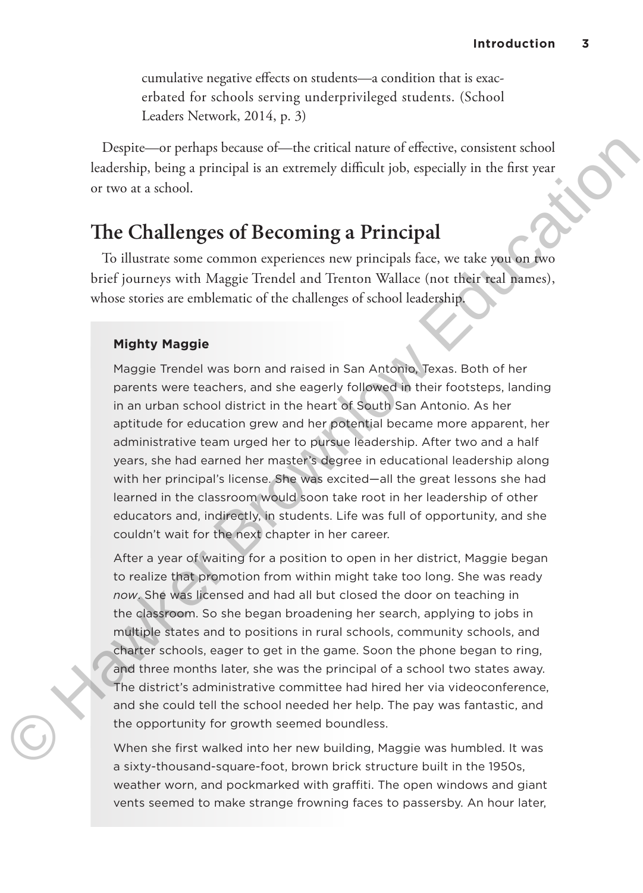cumulative negative effects on students—a condition that is exacerbated for schools serving underprivileged students. (School Leaders Network, 2014, p. 3)

Despite—or perhaps because of—the critical nature of effective, consistent school leadership, being a principal is an extremely difficult job, especially in the first year or two at a school.

## The Challenges of Becoming a Principal

To illustrate some common experiences new principals face, we take you on two brief journeys with Maggie Trendel and Trenton Wallace (not their real names), whose stories are emblematic of the challenges of school leadership.

### Mighty Maggie

Maggie Trendel was born and raised in San Antonio, Texas. Both of her parents were teachers, and she eagerly followed in their footsteps, landing in an urban school district in the heart of South San Antonio. As her aptitude for education grew and her potential became more apparent, her administrative team urged her to pursue leadership. After two and a half years, she had earned her master's degree in educational leadership along with her principal's license. She was excited—all the great lessons she had learned in the classroom would soon take root in her leadership of other educators and, indirectly, in students. Life was full of opportunity, and she couldn't wait for the next chapter in her career.

After a year of waiting for a position to open in her district, Maggie began to realize that promotion from within might take too long. She was ready *now*. She was licensed and had all but closed the door on teaching in the classroom. So she began broadening her search, applying to jobs in multiple states and to positions in rural schools, community schools, and charter schools, eager to get in the game. Soon the phone began to ring, and three months later, she was the principal of a school two states away. The district's administrative committee had hired her via videoconference, and she could tell the school needed her help. The pay was fantastic, and the opportunity for growth seemed boundless.

When she first walked into her new building, Maggie was humbled. It was a sixty-thousand-square-foot, brown brick structure built in the 1950s, weather worn, and pockmarked with graffiti. The open windows and giant vents seemed to make strange frowning faces to passersby. An hour later,